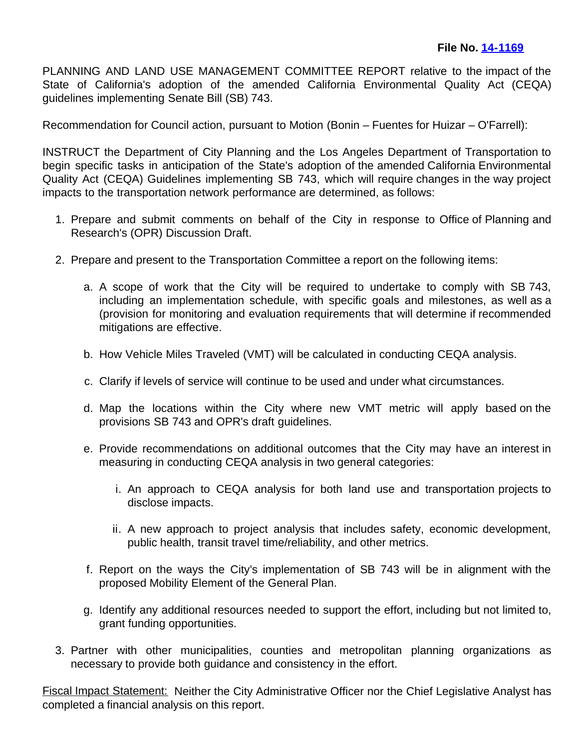**File No. [14-1169]**

PLANNING AND LAND USE MANAGEMENT COMMITTEE REPORT relative to the impact of the State of California's adoption of the amended California Environmental Quality Act (CEQA) guidelines implementing Senate Bill (SB) 743.

Recommendation for Council action, pursuant to Motion (Bonin – Fuentes for Huizar – O'Farrell):

INSTRUCT the Department of City Planning and the Los Angeles Department of Transportation to begin specific tasks in anticipation of the State's adoption of the amended California Environmental Quality Act (CEQA) Guidelines implementing SB 743, which will require changes in the way project impacts to the transportation network performance are determined, as follows:

1. Prepare and submit comments on behalf of the City in response to Office of Planning and Research's (OPR) Discussion Draft.

2. Prepare and present to the Transportation Committee a report on the following items:

   a. A scope of work that the City will be required to undertake to comply with SB 743, including an implementation schedule, with specific goals and milestones, as well as a (provision for monitoring and evaluation requirements that will determine if recommended mitigations are effective.

   b. How Vehicle Miles Traveled (VMT) will be calculated in conducting CEQA analysis.

   c. Clarify if levels of service will continue to be used and under what circumstances.

   d. Map the locations within the City where new VMT metric will apply based on the provisions SB 743 and OPR's draft guidelines.

   e. Provide recommendations on additional outcomes that the City may have an interest in measuring in conducting CEQA analysis in two general categories:

      i. An approach to CEQA analysis for both land use and transportation projects to disclose impacts.

      ii. A new approach to project analysis that includes safety, economic development, public health, transit travel time/reliability, and other metrics.

   f. Report on the ways the City's implementation of SB 743 will be in alignment with the proposed Mobility Element of the General Plan.

   g. Identify any additional resources needed to support the effort, including but not limited to, grant funding opportunities.

3. Partner with other municipalities, counties and metropolitan planning organizations as necessary to provide both guidance and consistency in the effort.

Fiscal Impact Statement: Neither the City Administrative Officer nor the Chief Legislative Analyst has completed a financial analysis on this report.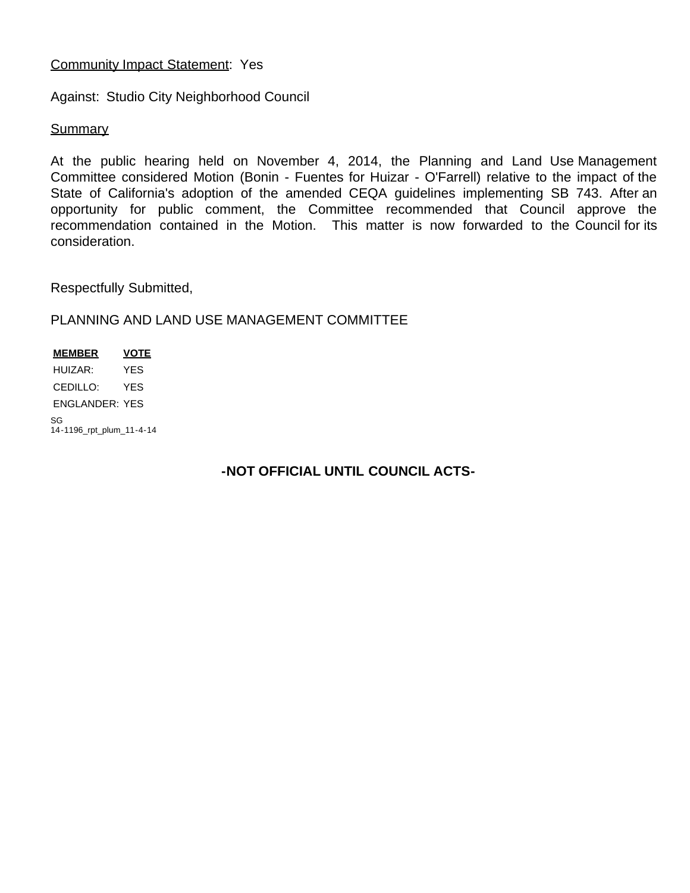Community Impact Statement: Yes

Against: Studio City Neighborhood Council

Summary

At the public hearing held on November 4, 2014, the Planning and Land Use Management Committee considered Motion (Bonin - Fuentes for Huizar - O'Farrell) relative to the impact of the State of California's adoption of the amended CEQA guidelines implementing SB 743. After an opportunity for public comment, the Committee recommended that Council approve the recommendation contained in the Motion. This matter is now forwarded to the Council for its consideration.

Respectfully Submitted,

PLANNING AND LAND USE MANAGEMENT COMMITTEE

| MEMBER | VOTE |
|---|---|
| HUIZAR: | YES |
| CEDILLO: | YES |
| ENGLANDER: | YES |

SG
14-1196_rpt_plum_11-4-14

**-NOT OFFICIAL UNTIL COUNCIL ACTS-**